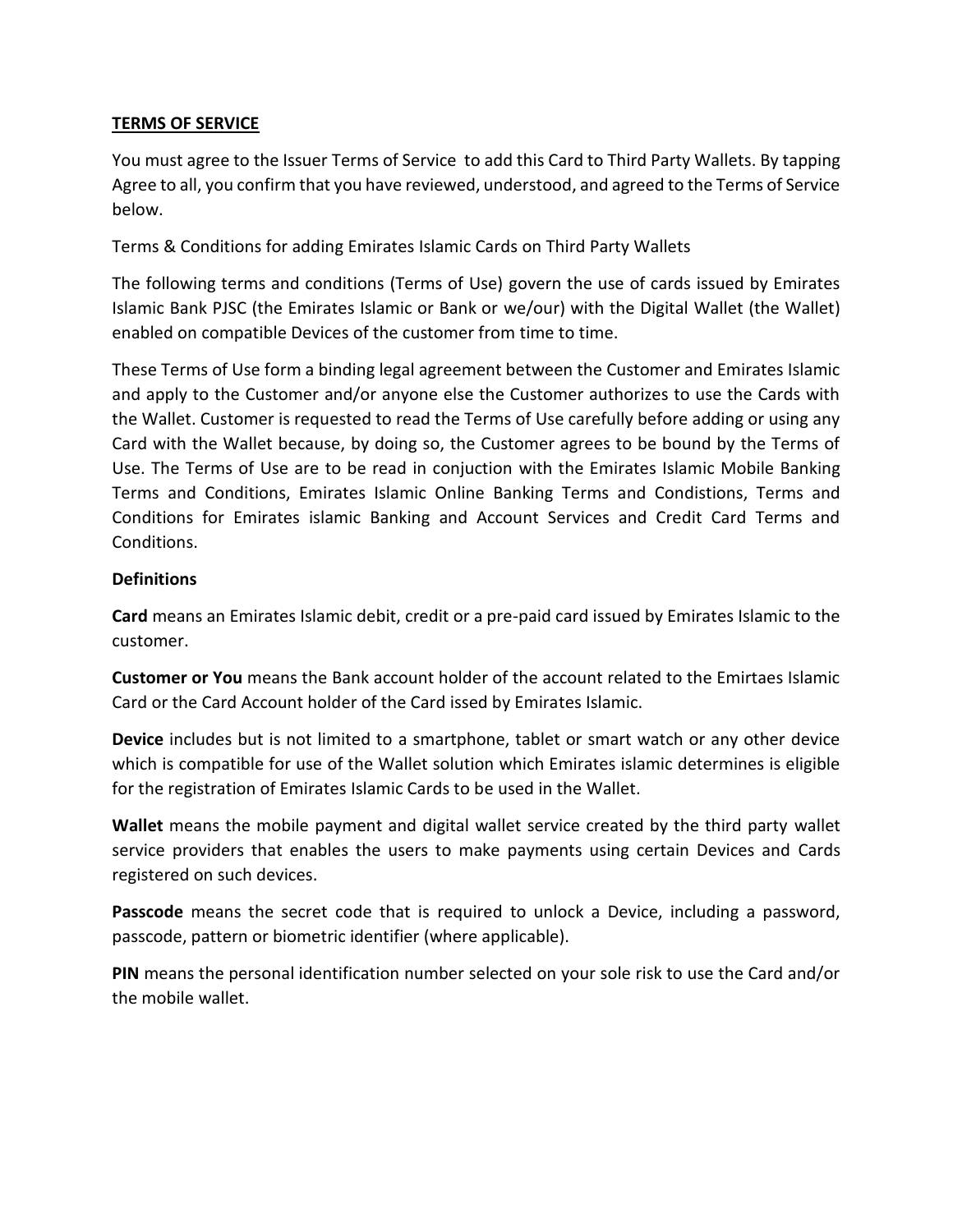## TERMS OF SERVICE

You must agree to the Issuer Terms of Service to add this Card to Third Party Wallets. By tapping Agree to all, you confirm that you have reviewed, understood, and agreed to the Terms of Service below.

Terms & Conditions for adding Emirates Islamic Cards on Third Party Wallets

The following terms and conditions (Terms of Use) govern the use of cards issued by Emirates Islamic Bank PJSC (the Emirates Islamic or Bank or we/our) with the Digital Wallet (the Wallet) enabled on compatible Devices of the customer from time to time.

These Terms of Use form a binding legal agreement between the Customer and Emirates Islamic and apply to the Customer and/or anyone else the Customer authorizes to use the Cards with the Wallet. Customer is requested to read the Terms of Use carefully before adding or using any Card with the Wallet because, by doing so, the Customer agrees to be bound by the Terms of Use. The Terms of Use are to be read in conjuction with the Emirates Islamic Mobile Banking Terms and Conditions, Emirates Islamic Online Banking Terms and Condistions, Terms and Conditions for Emirates islamic Banking and Account Services and Credit Card Terms and Conditions.

### Definitions

**Card** means an Emirates Islamic debit, credit or a pre-paid card issued by Emirates Islamic to the customer.

**Customer or You** means the Bank account holder of the account related to the Emirtaes Islamic Card or the Card Account holder of the Card issed by Emirates Islamic.

**Device** includes but is not limited to a smartphone, tablet or smart watch or any other device which is compatible for use of the Wallet solution which Emirates islamic determines is eligible for the registration of Emirates Islamic Cards to be used in the Wallet.

**Wallet** means the mobile payment and digital wallet service created by the third party wallet service providers that enables the users to make payments using certain Devices and Cards registered on such devices.

**Passcode** means the secret code that is required to unlock a Device, including a password, passcode, pattern or biometric identifier (where applicable).

**PIN** means the personal identification number selected on your sole risk to use the Card and/or the mobile wallet.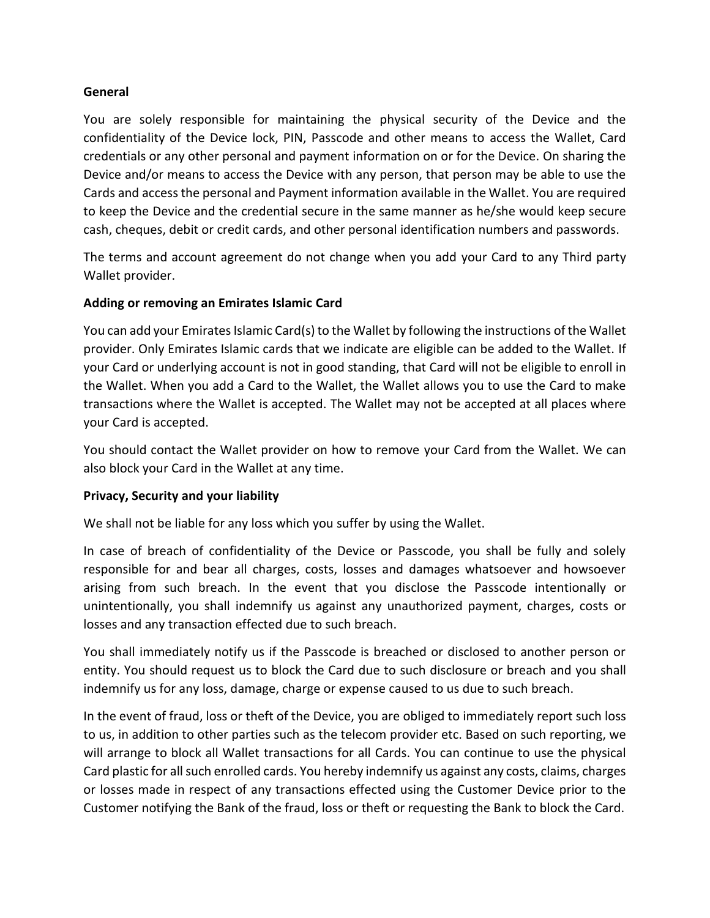**General**

You are solely responsible for maintaining the physical security of the Device and the confidentiality of the Device lock, PIN, Passcode and other means to access the Wallet, Card credentials or any other personal and payment information on or for the Device. On sharing the Device and/or means to access the Device with any person, that person may be able to use the Cards and access the personal and Payment information available in the Wallet. You are required to keep the Device and the credential secure in the same manner as he/she would keep secure cash, cheques, debit or credit cards, and other personal identification numbers and passwords.

The terms and account agreement do not change when you add your Card to any Third party Wallet provider.

**Adding or removing an Emirates Islamic Card**

You can add your Emirates Islamic Card(s) to the Wallet by following the instructions of the Wallet provider. Only Emirates Islamic cards that we indicate are eligible can be added to the Wallet. If your Card or underlying account is not in good standing, that Card will not be eligible to enroll in the Wallet. When you add a Card to the Wallet, the Wallet allows you to use the Card to make transactions where the Wallet is accepted. The Wallet may not be accepted at all places where your Card is accepted.

You should contact the Wallet provider on how to remove your Card from the Wallet. We can also block your Card in the Wallet at any time.

**Privacy, Security and your liability**

We shall not be liable for any loss which you suffer by using the Wallet.

In case of breach of confidentiality of the Device or Passcode, you shall be fully and solely responsible for and bear all charges, costs, losses and damages whatsoever and howsoever arising from such breach. In the event that you disclose the Passcode intentionally or unintentionally, you shall indemnify us against any unauthorized payment, charges, costs or losses and any transaction effected due to such breach.

You shall immediately notify us if the Passcode is breached or disclosed to another person or entity. You should request us to block the Card due to such disclosure or breach and you shall indemnify us for any loss, damage, charge or expense caused to us due to such breach.

In the event of fraud, loss or theft of the Device, you are obliged to immediately report such loss to us, in addition to other parties such as the telecom provider etc. Based on such reporting, we will arrange to block all Wallet transactions for all Cards. You can continue to use the physical Card plastic for all such enrolled cards. You hereby indemnify us against any costs, claims, charges or losses made in respect of any transactions effected using the Customer Device prior to the Customer notifying the Bank of the fraud, loss or theft or requesting the Bank to block the Card.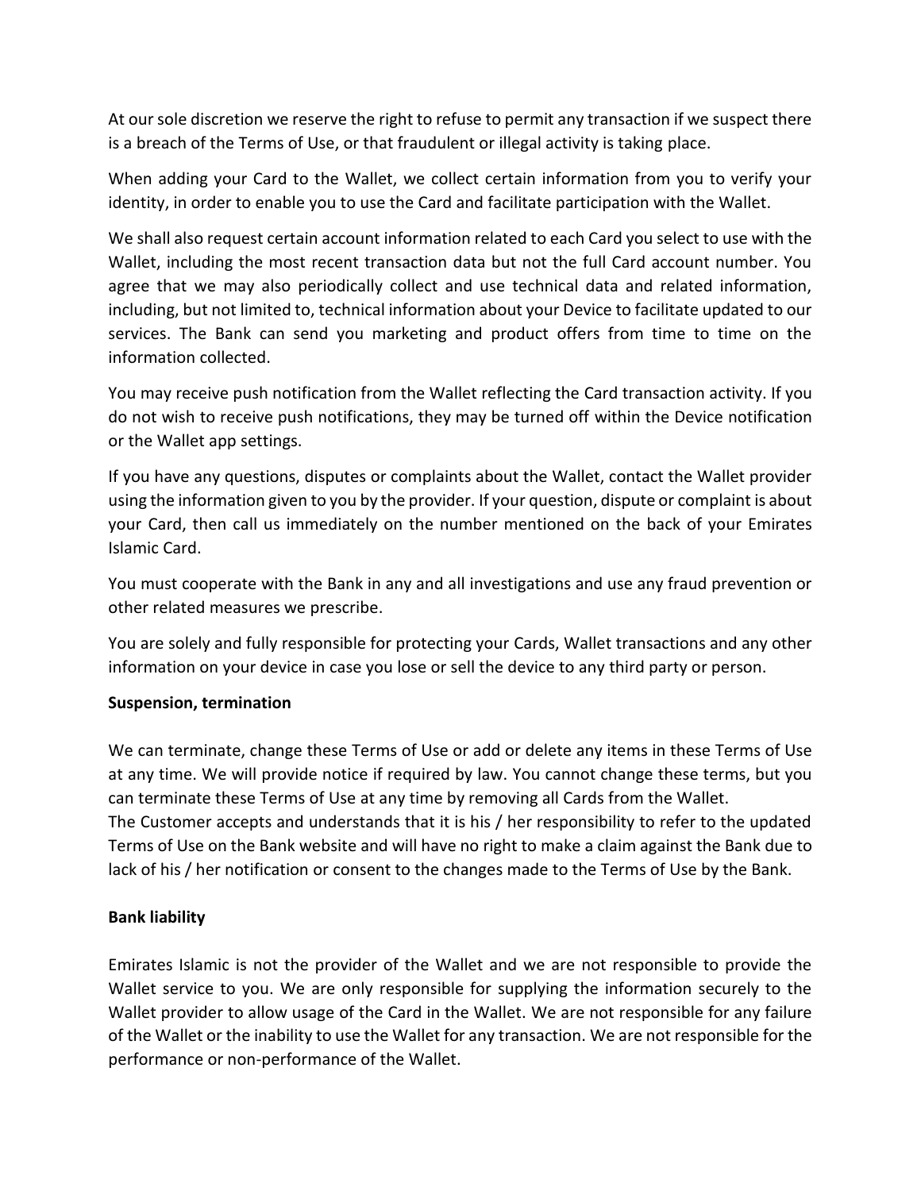At our sole discretion we reserve the right to refuse to permit any transaction if we suspect there is a breach of the Terms of Use, or that fraudulent or illegal activity is taking place.

When adding your Card to the Wallet, we collect certain information from you to verify your identity, in order to enable you to use the Card and facilitate participation with the Wallet.

We shall also request certain account information related to each Card you select to use with the Wallet, including the most recent transaction data but not the full Card account number. You agree that we may also periodically collect and use technical data and related information, including, but not limited to, technical information about your Device to facilitate updated to our services. The Bank can send you marketing and product offers from time to time on the information collected.

You may receive push notification from the Wallet reflecting the Card transaction activity. If you do not wish to receive push notifications, they may be turned off within the Device notification or the Wallet app settings.

If you have any questions, disputes or complaints about the Wallet, contact the Wallet provider using the information given to you by the provider. If your question, dispute or complaint is about your Card, then call us immediately on the number mentioned on the back of your Emirates Islamic Card.

You must cooperate with the Bank in any and all investigations and use any fraud prevention or other related measures we prescribe.

You are solely and fully responsible for protecting your Cards, Wallet transactions and any other information on your device in case you lose or sell the device to any third party or person.

**Suspension, termination**

We can terminate, change these Terms of Use or add or delete any items in these Terms of Use at any time. We will provide notice if required by law. You cannot change these terms, but you can terminate these Terms of Use at any time by removing all Cards from the Wallet.
The Customer accepts and understands that it is his / her responsibility to refer to the updated Terms of Use on the Bank website and will have no right to make a claim against the Bank due to lack of his / her notification or consent to the changes made to the Terms of Use by the Bank.

**Bank liability**

Emirates Islamic is not the provider of the Wallet and we are not responsible to provide the Wallet service to you. We are only responsible for supplying the information securely to the Wallet provider to allow usage of the Card in the Wallet. We are not responsible for any failure of the Wallet or the inability to use the Wallet for any transaction. We are not responsible for the performance or non-performance of the Wallet.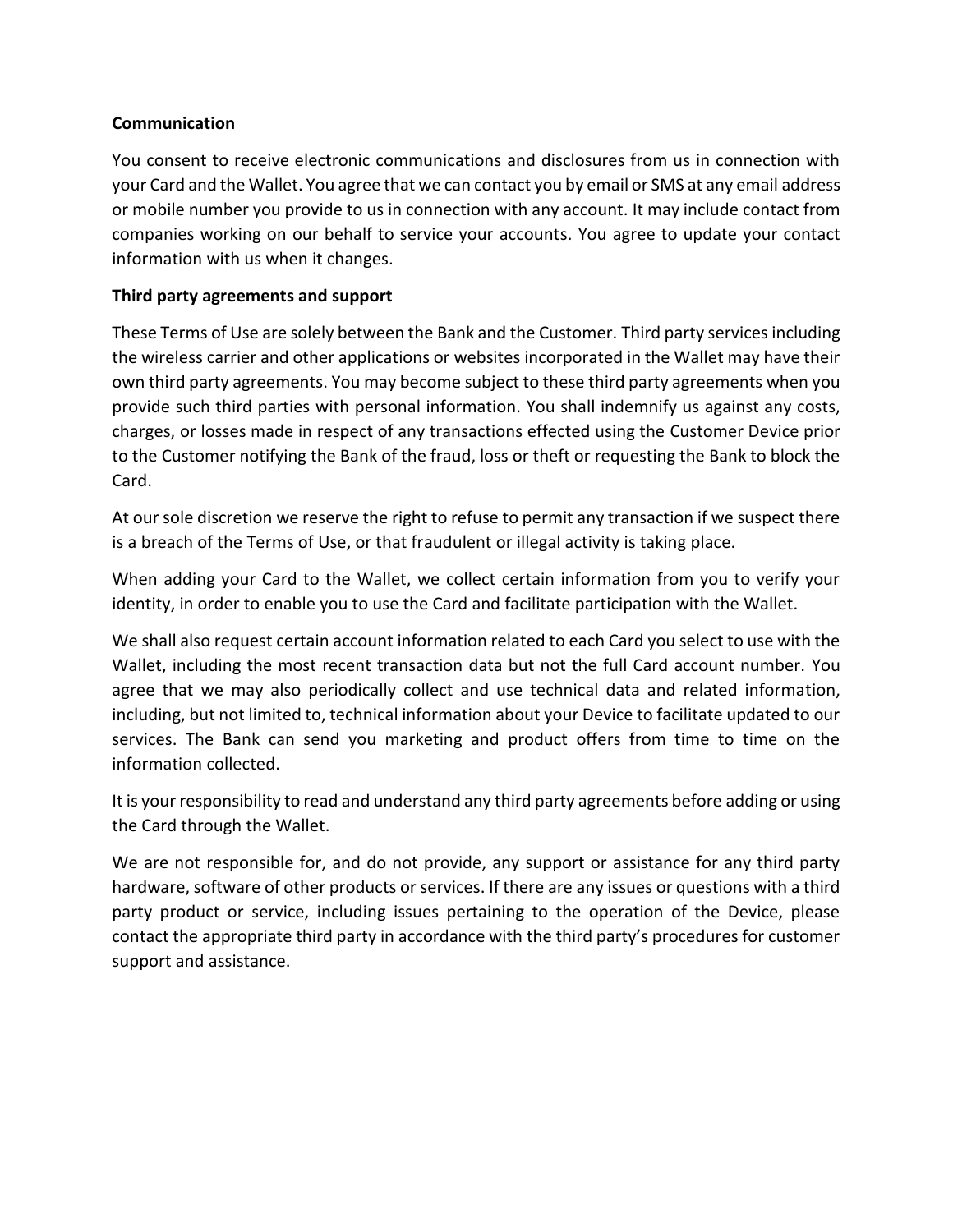**Communication**

You consent to receive electronic communications and disclosures from us in connection with your Card and the Wallet. You agree that we can contact you by email or SMS at any email address or mobile number you provide to us in connection with any account. It may include contact from companies working on our behalf to service your accounts. You agree to update your contact information with us when it changes.

**Third party agreements and support**

These Terms of Use are solely between the Bank and the Customer. Third party services including the wireless carrier and other applications or websites incorporated in the Wallet may have their own third party agreements. You may become subject to these third party agreements when you provide such third parties with personal information. You shall indemnify us against any costs, charges, or losses made in respect of any transactions effected using the Customer Device prior to the Customer notifying the Bank of the fraud, loss or theft or requesting the Bank to block the Card.

At our sole discretion we reserve the right to refuse to permit any transaction if we suspect there is a breach of the Terms of Use, or that fraudulent or illegal activity is taking place.

When adding your Card to the Wallet, we collect certain information from you to verify your identity, in order to enable you to use the Card and facilitate participation with the Wallet.

We shall also request certain account information related to each Card you select to use with the Wallet, including the most recent transaction data but not the full Card account number. You agree that we may also periodically collect and use technical data and related information, including, but not limited to, technical information about your Device to facilitate updated to our services. The Bank can send you marketing and product offers from time to time on the information collected.

It is your responsibility to read and understand any third party agreements before adding or using the Card through the Wallet.

We are not responsible for, and do not provide, any support or assistance for any third party hardware, software of other products or services. If there are any issues or questions with a third party product or service, including issues pertaining to the operation of the Device, please contact the appropriate third party in accordance with the third party's procedures for customer support and assistance.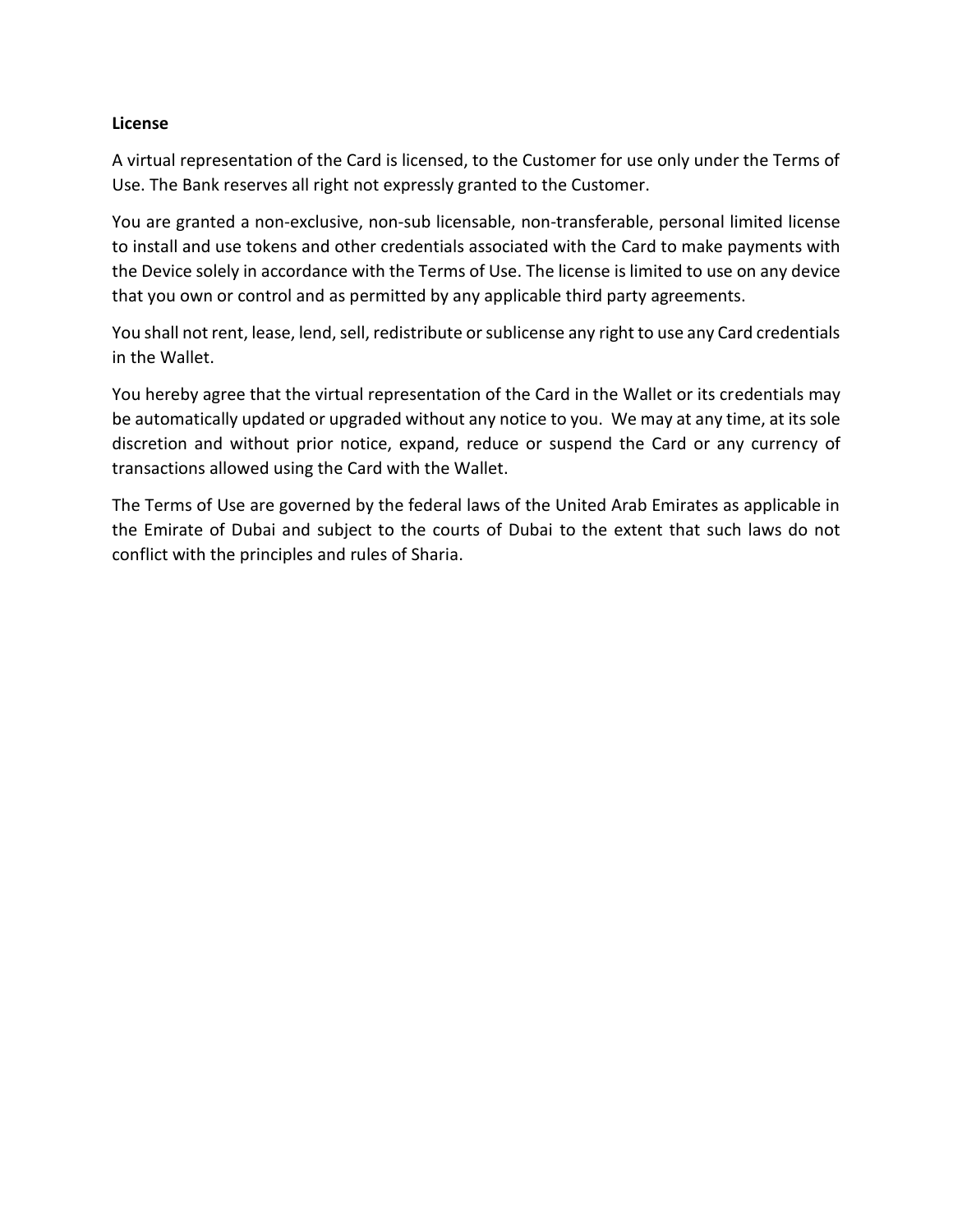**License**

A virtual representation of the Card is licensed, to the Customer for use only under the Terms of Use. The Bank reserves all right not expressly granted to the Customer.

You are granted a non-exclusive, non-sub licensable, non-transferable, personal limited license to install and use tokens and other credentials associated with the Card to make payments with the Device solely in accordance with the Terms of Use. The license is limited to use on any device that you own or control and as permitted by any applicable third party agreements.

You shall not rent, lease, lend, sell, redistribute or sublicense any right to use any Card credentials in the Wallet.

You hereby agree that the virtual representation of the Card in the Wallet or its credentials may be automatically updated or upgraded without any notice to you. We may at any time, at its sole discretion and without prior notice, expand, reduce or suspend the Card or any currency of transactions allowed using the Card with the Wallet.

The Terms of Use are governed by the federal laws of the United Arab Emirates as applicable in the Emirate of Dubai and subject to the courts of Dubai to the extent that such laws do not conflict with the principles and rules of Sharia.